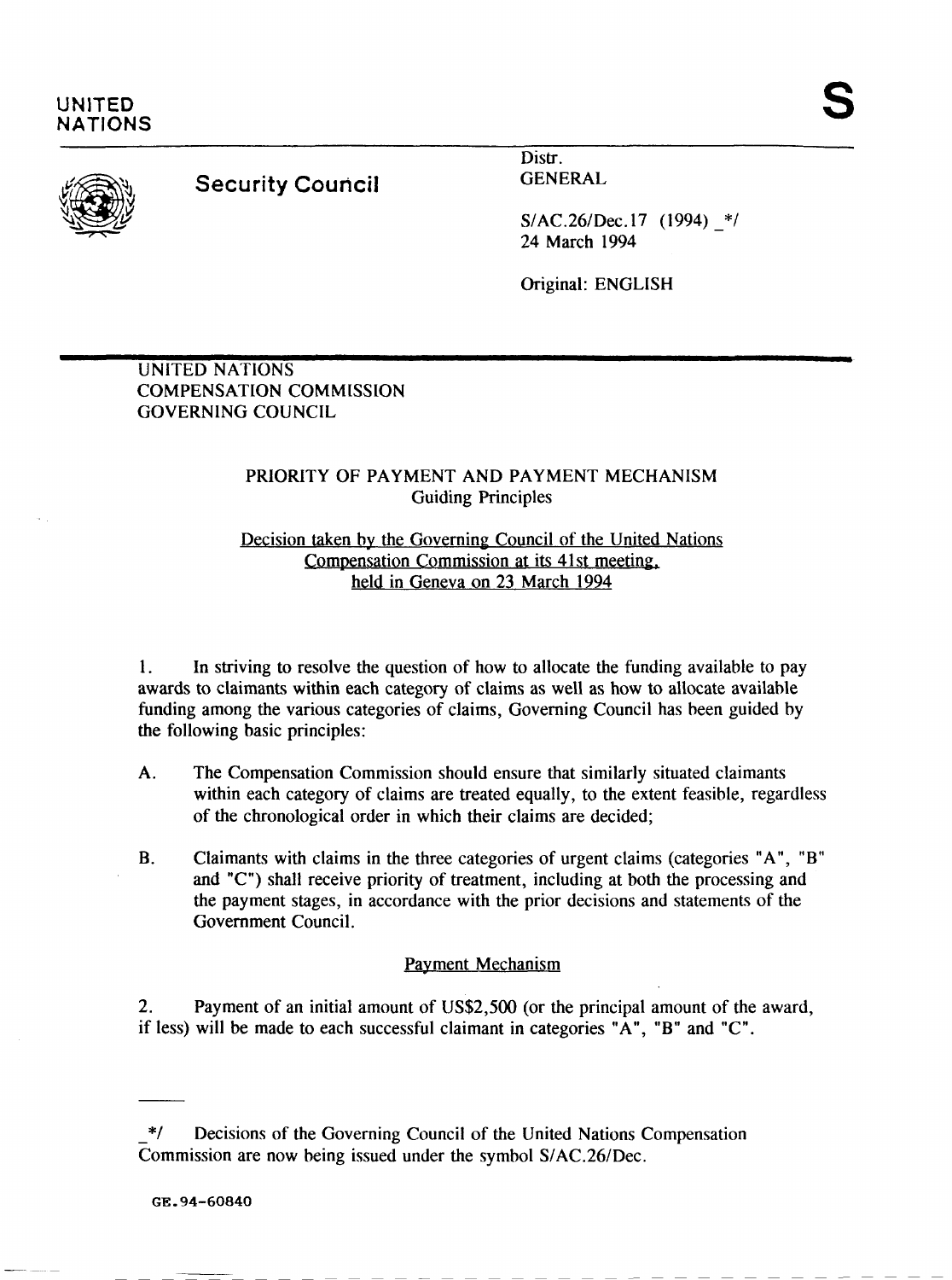UNITED NATIONS

S

# Security Council

Distr.
GENERAL

S/AC.26/Dec.17 (1994) _*/
24 March 1994

Original: ENGLISH

UNITED NATIONS
COMPENSATION COMMISSION
GOVERNING COUNCIL

## PRIORITY OF PAYMENT AND PAYMENT MECHANISM
Guiding Principles

Decision taken by the Governing Council of the United Nations Compensation Commission at its 41st meeting, held in Geneva on 23 March 1994

1. In striving to resolve the question of how to allocate the funding available to pay awards to claimants within each category of claims as well as how to allocate available funding among the various categories of claims, Governing Council has been guided by the following basic principles:

A. The Compensation Commission should ensure that similarly situated claimants within each category of claims are treated equally, to the extent feasible, regardless of the chronological order in which their claims are decided;

B. Claimants with claims in the three categories of urgent claims (categories "A", "B" and "C") shall receive priority of treatment, including at both the processing and the payment stages, in accordance with the prior decisions and statements of the Government Council.

### Payment Mechanism

2. Payment of an initial amount of US$2,500 (or the principal amount of the award, if less) will be made to each successful claimant in categories "A", "B" and "C".

_*/ Decisions of the Governing Council of the United Nations Compensation Commission are now being issued under the symbol S/AC.26/Dec.

GE.94-60840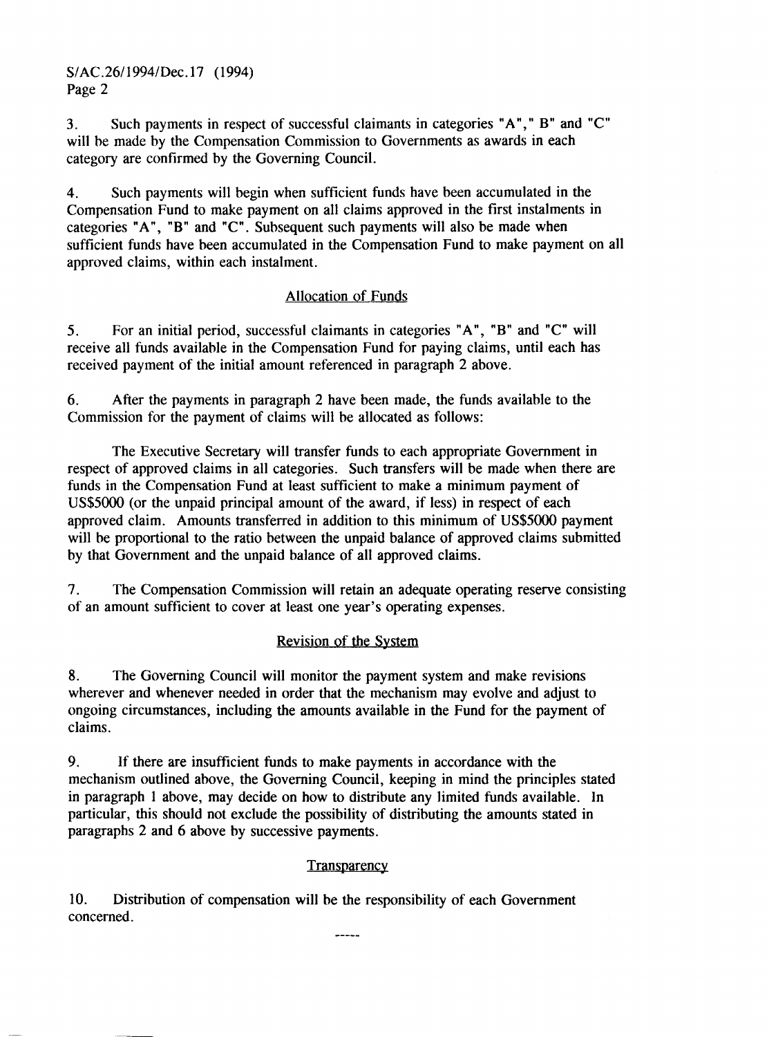3. Such payments in respect of successful claimants in categories "A"," B" and "C" will be made by the Compensation Commission to Governments as awards in each category are confirmed by the Governing Council.

4. Such payments will begin when sufficient funds have been accumulated in the Compensation Fund to make payment on all claims approved in the first instalments in categories "A", "B" and "C". Subsequent such payments will also be made when sufficient funds have been accumulated in the Compensation Fund to make payment on all approved claims, within each instalment.

## Allocation of Funds

5. For an initial period, successful claimants in categories "A", "B" and "C" will receive all funds available in the Compensation Fund for paying claims, until each has received payment of the initial amount referenced in paragraph 2 above.

6. After the payments in paragraph 2 have been made, the funds available to the Commission for the payment of claims will be allocated as follows:

The Executive Secretary will transfer funds to each appropriate Government in respect of approved claims in all categories. Such transfers will be made when there are funds in the Compensation Fund at least sufficient to make a minimum payment of US$5000 (or the unpaid principal amount of the award, if less) in respect of each approved claim. Amounts transferred in addition to this minimum of US$5000 payment will be proportional to the ratio between the unpaid balance of approved claims submitted by that Government and the unpaid balance of all approved claims.

7. The Compensation Commission will retain an adequate operating reserve consisting of an amount sufficient to cover at least one year's operating expenses.

## Revision of the System

8. The Governing Council will monitor the payment system and make revisions wherever and whenever needed in order that the mechanism may evolve and adjust to ongoing circumstances, including the amounts available in the Fund for the payment of claims.

9. If there are insufficient funds to make payments in accordance with the mechanism outlined above, the Governing Council, keeping in mind the principles stated in paragraph 1 above, may decide on how to distribute any limited funds available. In particular, this should not exclude the possibility of distributing the amounts stated in paragraphs 2 and 6 above by successive payments.

## Transparency

10. Distribution of compensation will be the responsibility of each Government concerned.

-----